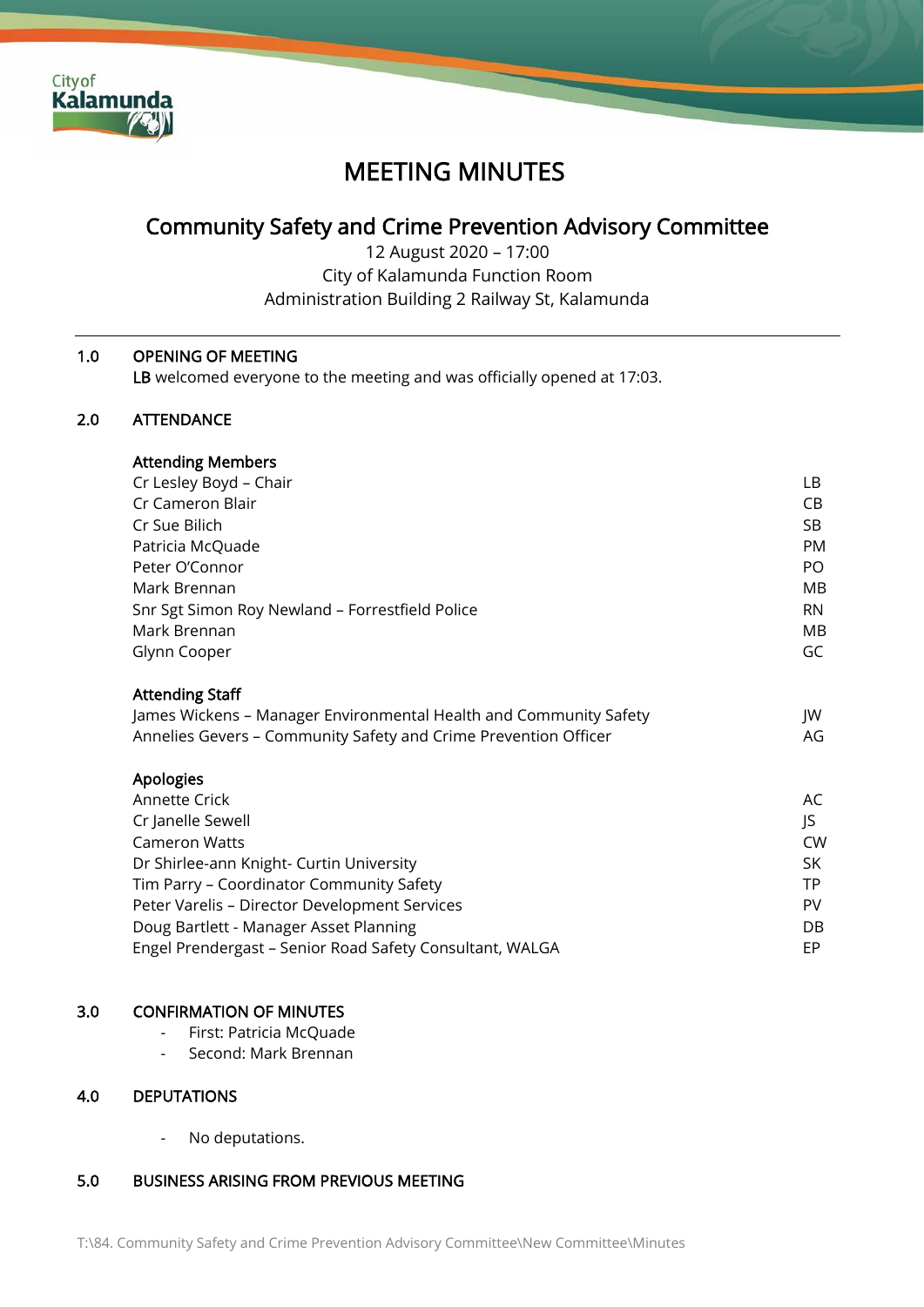# MEETING MINUTES

## Community Safety and Crime Prevention Advisory Committee

12 August 2020 – 17:00
City of Kalamunda Function Room
Administration Building 2 Railway St, Kalamunda

---

### 1.0 OPENING OF MEETING

**LB** welcomed everyone to the meeting and was officially opened at 17:03.

### 2.0 ATTENDANCE

**Attending Members**

| | |
|---|---|
| Cr Lesley Boyd – Chair | LB |
| Cr Cameron Blair | CB |
| Cr Sue Bilich | SB |
| Patricia McQuade | PM |
| Peter O'Connor | PO |
| Mark Brennan | MB |
| Snr Sgt Simon Roy Newland – Forrestfield Police | RN |
| Mark Brennan | MB |
| Glynn Cooper | GC |

**Attending Staff**

| | |
|---|---|
| James Wickens – Manager Environmental Health and Community Safety | JW |
| Annelies Gevers – Community Safety and Crime Prevention Officer | AG |

**Apologies**

| | |
|---|---|
| Annette Crick | AC |
| Cr Janelle Sewell | JS |
| Cameron Watts | CW |
| Dr Shirlee-ann Knight- Curtin University | SK |
| Tim Parry – Coordinator Community Safety | TP |
| Peter Varelis – Director Development Services | PV |
| Doug Bartlett - Manager Asset Planning | DB |
| Engel Prendergast – Senior Road Safety Consultant, WALGA | EP |

### 3.0 CONFIRMATION OF MINUTES

- First: Patricia McQuade
- Second: Mark Brennan

### 4.0 DEPUTATIONS

- No deputations.

### 5.0 BUSINESS ARISING FROM PREVIOUS MEETING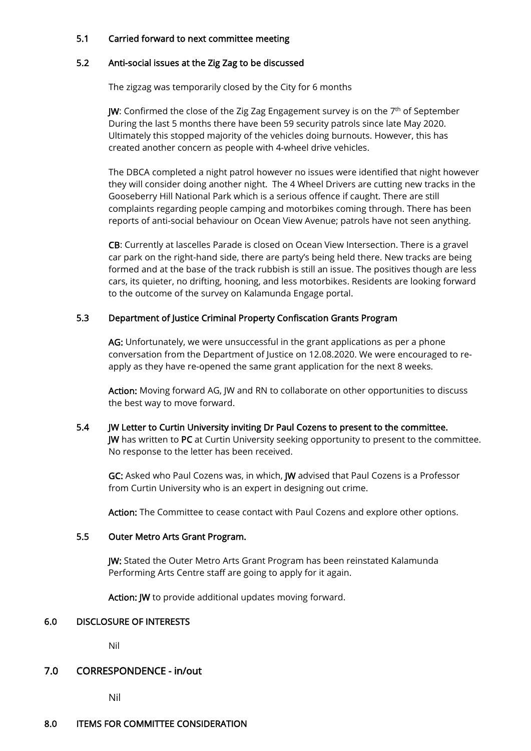### 5.1 Carried forward to next committee meeting

### 5.2 Anti-social issues at the Zig Zag to be discussed

The zigzag was temporarily closed by the City for 6 months

**JW**: Confirmed the close of the Zig Zag Engagement survey is on the 7th of September During the last 5 months there have been 59 security patrols since late May 2020. Ultimately this stopped majority of the vehicles doing burnouts. However, this has created another concern as people with 4-wheel drive vehicles.

The DBCA completed a night patrol however no issues were identified that night however they will consider doing another night. The 4 Wheel Drivers are cutting new tracks in the Gooseberry Hill National Park which is a serious offence if caught. There are still complaints regarding people camping and motorbikes coming through. There has been reports of anti-social behaviour on Ocean View Avenue; patrols have not seen anything.

**CB**: Currently at lascelles Parade is closed on Ocean View Intersection. There is a gravel car park on the right-hand side, there are party's being held there. New tracks are being formed and at the base of the track rubbish is still an issue. The positives though are less cars, its quieter, no drifting, hooning, and less motorbikes. Residents are looking forward to the outcome of the survey on Kalamunda Engage portal.

### 5.3 Department of Justice Criminal Property Confiscation Grants Program

**AG:** Unfortunately, we were unsuccessful in the grant applications as per a phone conversation from the Department of Justice on 12.08.2020. We were encouraged to re-apply as they have re-opened the same grant application for the next 8 weeks.

**Action:** Moving forward AG, JW and RN to collaborate on other opportunities to discuss the best way to move forward.

### 5.4 JW Letter to Curtin University inviting Dr Paul Cozens to present to the committee.

**JW** has written to **PC** at Curtin University seeking opportunity to present to the committee. No response to the letter has been received.

**GC:** Asked who Paul Cozens was, in which, **JW** advised that Paul Cozens is a Professor from Curtin University who is an expert in designing out crime.

**Action:** The Committee to cease contact with Paul Cozens and explore other options.

### 5.5 Outer Metro Arts Grant Program.

**JW:** Stated the Outer Metro Arts Grant Program has been reinstated Kalamunda Performing Arts Centre staff are going to apply for it again.

**Action: JW** to provide additional updates moving forward.

## 6.0 DISCLOSURE OF INTERESTS

Nil

## 7.0 CORRESPONDENCE - in/out

Nil

## 8.0 ITEMS FOR COMMITTEE CONSIDERATION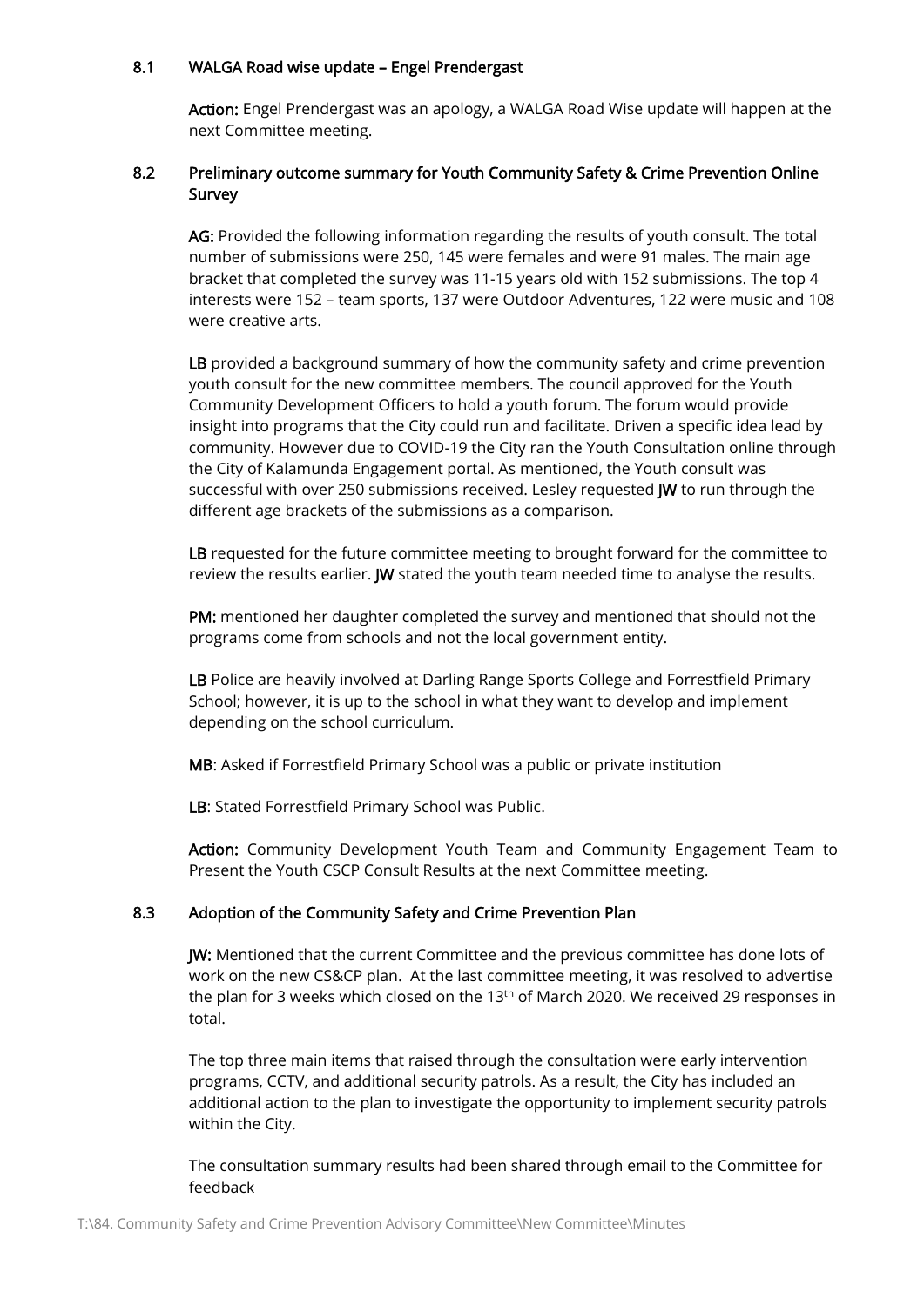### 8.1 WALGA Road wise update – Engel Prendergast

**Action:** Engel Prendergast was an apology, a WALGA Road Wise update will happen at the next Committee meeting.

### 8.2 Preliminary outcome summary for Youth Community Safety & Crime Prevention Online Survey

**AG:** Provided the following information regarding the results of youth consult. The total number of submissions were 250, 145 were females and were 91 males. The main age bracket that completed the survey was 11-15 years old with 152 submissions. The top 4 interests were 152 – team sports, 137 were Outdoor Adventures, 122 were music and 108 were creative arts.

**LB** provided a background summary of how the community safety and crime prevention youth consult for the new committee members. The council approved for the Youth Community Development Officers to hold a youth forum. The forum would provide insight into programs that the City could run and facilitate. Driven a specific idea lead by community. However due to COVID-19 the City ran the Youth Consultation online through the City of Kalamunda Engagement portal. As mentioned, the Youth consult was successful with over 250 submissions received. Lesley requested **JW** to run through the different age brackets of the submissions as a comparison.

**LB** requested for the future committee meeting to brought forward for the committee to review the results earlier. **JW** stated the youth team needed time to analyse the results.

**PM:** mentioned her daughter completed the survey and mentioned that should not the programs come from schools and not the local government entity.

**LB** Police are heavily involved at Darling Range Sports College and Forrestfield Primary School; however, it is up to the school in what they want to develop and implement depending on the school curriculum.

**MB**: Asked if Forrestfield Primary School was a public or private institution

**LB**: Stated Forrestfield Primary School was Public.

**Action:** Community Development Youth Team and Community Engagement Team to Present the Youth CSCP Consult Results at the next Committee meeting.

### 8.3 Adoption of the Community Safety and Crime Prevention Plan

**JW:** Mentioned that the current Committee and the previous committee has done lots of work on the new CS&CP plan. At the last committee meeting, it was resolved to advertise the plan for 3 weeks which closed on the 13th of March 2020. We received 29 responses in total.

The top three main items that raised through the consultation were early intervention programs, CCTV, and additional security patrols. As a result, the City has included an additional action to the plan to investigate the opportunity to implement security patrols within the City.

The consultation summary results had been shared through email to the Committee for feedback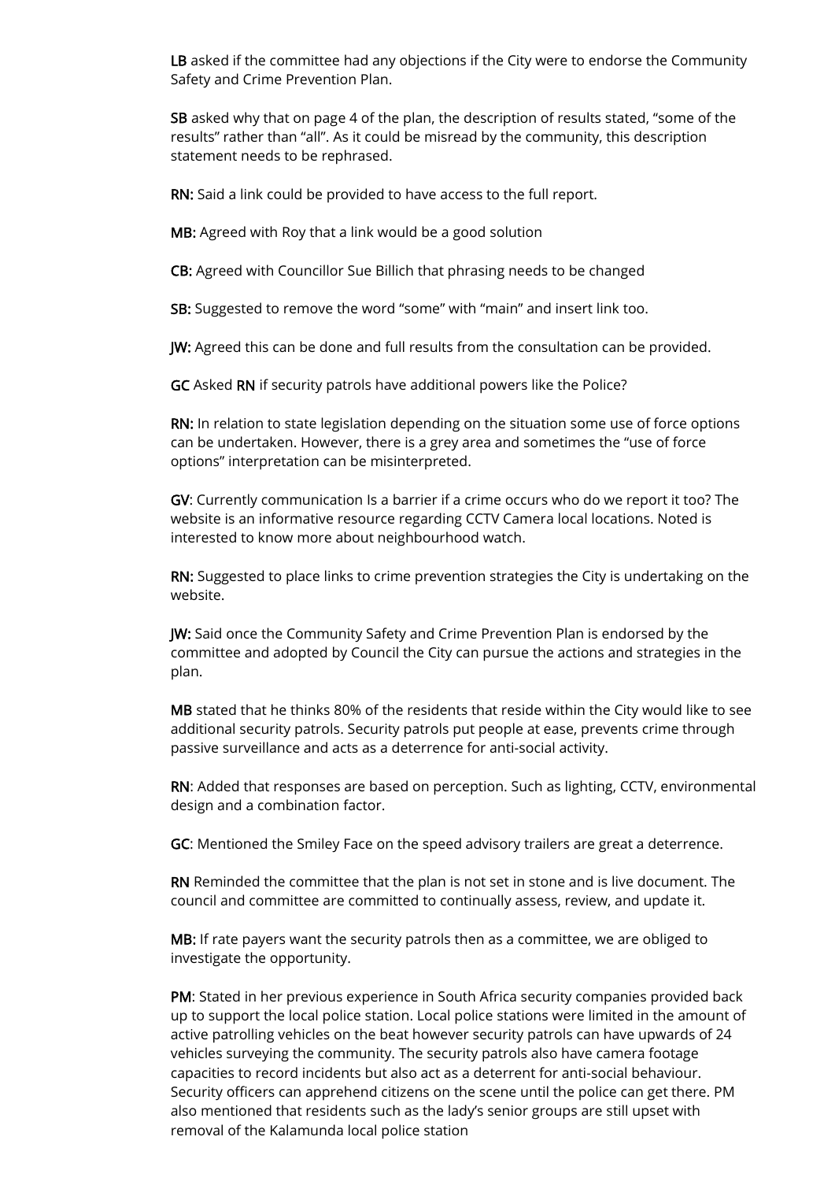**LB** asked if the committee had any objections if the City were to endorse the Community Safety and Crime Prevention Plan.

**SB** asked why that on page 4 of the plan, the description of results stated, "some of the results" rather than "all". As it could be misread by the community, this description statement needs to be rephrased.

**RN:** Said a link could be provided to have access to the full report.

**MB:** Agreed with Roy that a link would be a good solution

**CB:** Agreed with Councillor Sue Billich that phrasing needs to be changed

**SB:** Suggested to remove the word "some" with "main" and insert link too.

**JW:** Agreed this can be done and full results from the consultation can be provided.

**GC** Asked **RN** if security patrols have additional powers like the Police?

**RN:** In relation to state legislation depending on the situation some use of force options can be undertaken. However, there is a grey area and sometimes the "use of force options" interpretation can be misinterpreted.

**GV**: Currently communication Is a barrier if a crime occurs who do we report it too? The website is an informative resource regarding CCTV Camera local locations. Noted is interested to know more about neighbourhood watch.

**RN:** Suggested to place links to crime prevention strategies the City is undertaking on the website.

**JW:** Said once the Community Safety and Crime Prevention Plan is endorsed by the committee and adopted by Council the City can pursue the actions and strategies in the plan.

**MB** stated that he thinks 80% of the residents that reside within the City would like to see additional security patrols. Security patrols put people at ease, prevents crime through passive surveillance and acts as a deterrence for anti-social activity.

**RN**: Added that responses are based on perception. Such as lighting, CCTV, environmental design and a combination factor.

**GC**: Mentioned the Smiley Face on the speed advisory trailers are great a deterrence.

**RN** Reminded the committee that the plan is not set in stone and is live document. The council and committee are committed to continually assess, review, and update it.

**MB:** If rate payers want the security patrols then as a committee, we are obliged to investigate the opportunity.

**PM**: Stated in her previous experience in South Africa security companies provided back up to support the local police station. Local police stations were limited in the amount of active patrolling vehicles on the beat however security patrols can have upwards of 24 vehicles surveying the community. The security patrols also have camera footage capacities to record incidents but also act as a deterrent for anti-social behaviour. Security officers can apprehend citizens on the scene until the police can get there. PM also mentioned that residents such as the lady's senior groups are still upset with removal of the Kalamunda local police station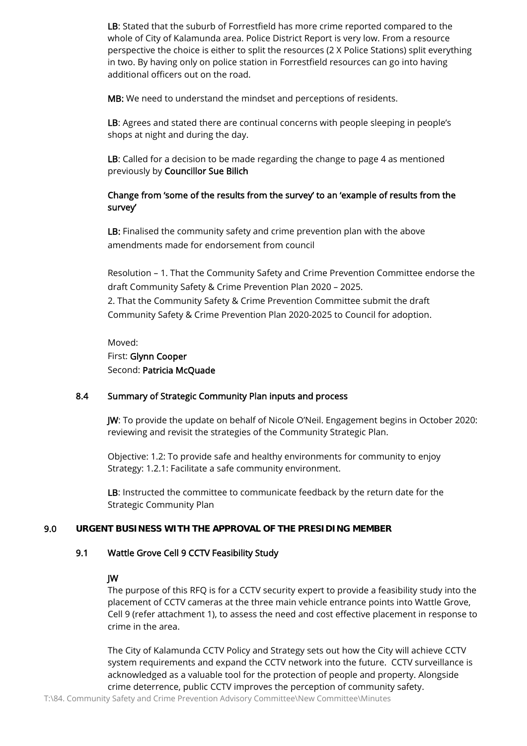**LB**: Stated that the suburb of Forrestfield has more crime reported compared to the whole of City of Kalamunda area. Police District Report is very low. From a resource perspective the choice is either to split the resources (2 X Police Stations) split everything in two. By having only on police station in Forrestfield resources can go into having additional officers out on the road.

**MB:** We need to understand the mindset and perceptions of residents.

**LB**: Agrees and stated there are continual concerns with people sleeping in people's shops at night and during the day.

**LB**: Called for a decision to be made regarding the change to page 4 as mentioned previously by **Councillor Sue Bilich**

**Change from 'some of the results from the survey' to an 'example of results from the survey'**

**LB:** Finalised the community safety and crime prevention plan with the above amendments made for endorsement from council

Resolution – 1. That the Community Safety and Crime Prevention Committee endorse the draft Community Safety & Crime Prevention Plan 2020 – 2025.
2. That the Community Safety & Crime Prevention Committee submit the draft Community Safety & Crime Prevention Plan 2020-2025 to Council for adoption.

Moved:
First: **Glynn Cooper**
Second: **Patricia McQuade**

### 8.4 Summary of Strategic Community Plan inputs and process

**JW**: To provide the update on behalf of Nicole O'Neil. Engagement begins in October 2020: reviewing and revisit the strategies of the Community Strategic Plan.

Objective: 1.2: To provide safe and healthy environments for community to enjoy
Strategy: 1.2.1: Facilitate a safe community environment.

**LB**: Instructed the committee to communicate feedback by the return date for the Strategic Community Plan

## 9.0 URGENT BUSINESS WITH THE APPROVAL OF THE PRESIDING MEMBER

### 9.1 Wattle Grove Cell 9 CCTV Feasibility Study

**JW**

The purpose of this RFQ is for a CCTV security expert to provide a feasibility study into the placement of CCTV cameras at the three main vehicle entrance points into Wattle Grove, Cell 9 (refer attachment 1), to assess the need and cost effective placement in response to crime in the area.

The City of Kalamunda CCTV Policy and Strategy sets out how the City will achieve CCTV system requirements and expand the CCTV network into the future. CCTV surveillance is acknowledged as a valuable tool for the protection of people and property. Alongside crime deterrence, public CCTV improves the perception of community safety.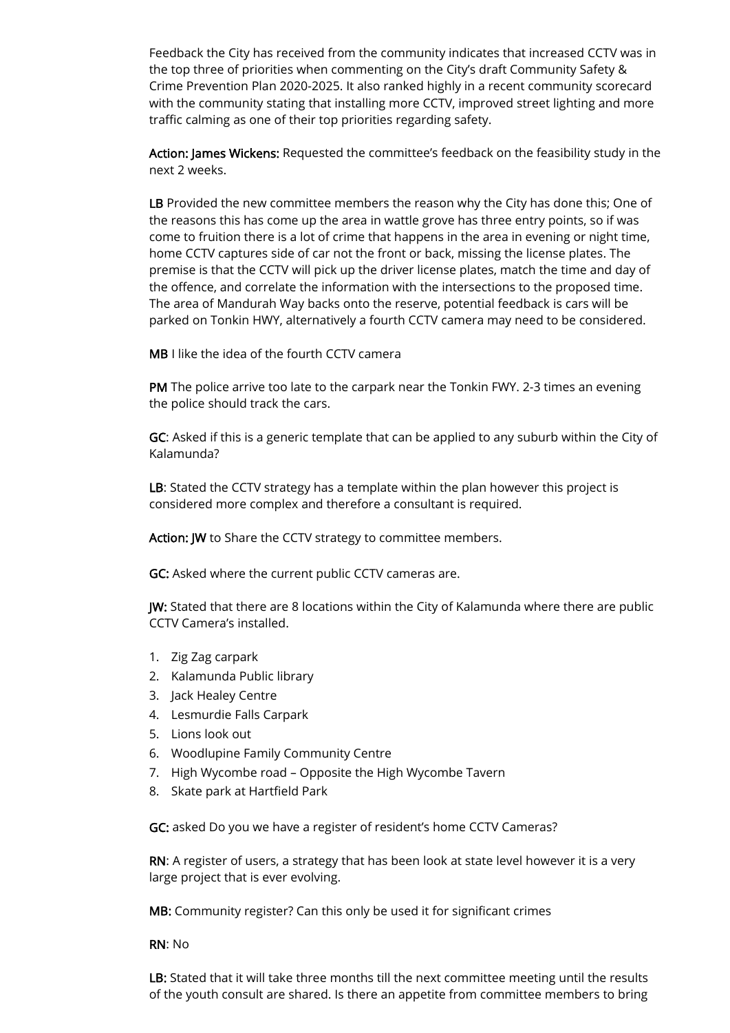Feedback the City has received from the community indicates that increased CCTV was in the top three of priorities when commenting on the City's draft Community Safety & Crime Prevention Plan 2020-2025. It also ranked highly in a recent community scorecard with the community stating that installing more CCTV, improved street lighting and more traffic calming as one of their top priorities regarding safety.

**Action: James Wickens:** Requested the committee's feedback on the feasibility study in the next 2 weeks.

**LB** Provided the new committee members the reason why the City has done this; One of the reasons this has come up the area in wattle grove has three entry points, so if was come to fruition there is a lot of crime that happens in the area in evening or night time, home CCTV captures side of car not the front or back, missing the license plates. The premise is that the CCTV will pick up the driver license plates, match the time and day of the offence, and correlate the information with the intersections to the proposed time. The area of Mandurah Way backs onto the reserve, potential feedback is cars will be parked on Tonkin HWY, alternatively a fourth CCTV camera may need to be considered.

**MB** I like the idea of the fourth CCTV camera

**PM** The police arrive too late to the carpark near the Tonkin FWY. 2-3 times an evening the police should track the cars.

**GC**: Asked if this is a generic template that can be applied to any suburb within the City of Kalamunda?

**LB**: Stated the CCTV strategy has a template within the plan however this project is considered more complex and therefore a consultant is required.

**Action: JW** to Share the CCTV strategy to committee members.

**GC:** Asked where the current public CCTV cameras are.

**JW:** Stated that there are 8 locations within the City of Kalamunda where there are public CCTV Camera's installed.

1. Zig Zag carpark
2. Kalamunda Public library
3. Jack Healey Centre
4. Lesmurdie Falls Carpark
5. Lions look out
6. Woodlupine Family Community Centre
7. High Wycombe road – Opposite the High Wycombe Tavern
8. Skate park at Hartfield Park

**GC:** asked Do you we have a register of resident's home CCTV Cameras?

**RN**: A register of users, a strategy that has been look at state level however it is a very large project that is ever evolving.

**MB:** Community register? Can this only be used it for significant crimes

**RN**: No

**LB:** Stated that it will take three months till the next committee meeting until the results of the youth consult are shared. Is there an appetite from committee members to bring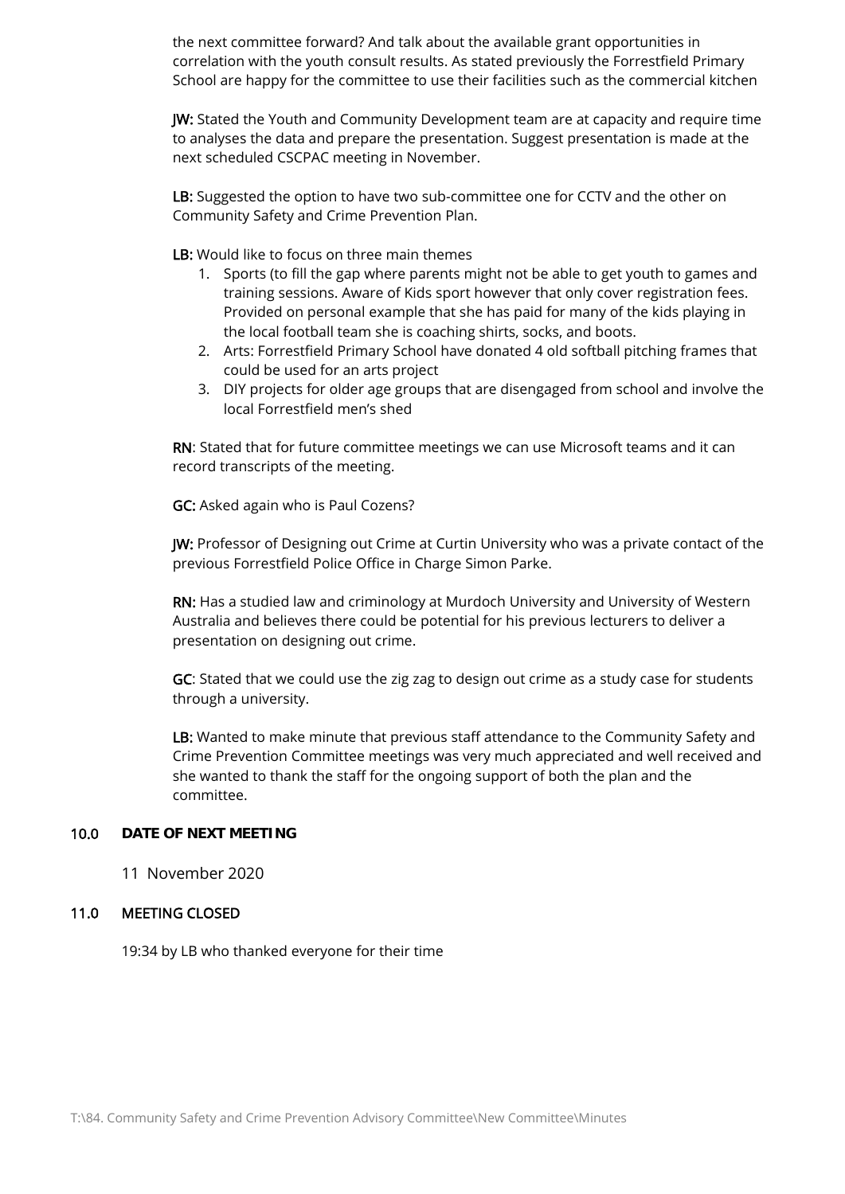the next committee forward? And talk about the available grant opportunities in correlation with the youth consult results. As stated previously the Forrestfield Primary School are happy for the committee to use their facilities such as the commercial kitchen

**JW:** Stated the Youth and Community Development team are at capacity and require time to analyses the data and prepare the presentation. Suggest presentation is made at the next scheduled CSCPAC meeting in November.

**LB:** Suggested the option to have two sub-committee one for CCTV and the other on Community Safety and Crime Prevention Plan.

**LB:** Would like to focus on three main themes

1. Sports (to fill the gap where parents might not be able to get youth to games and training sessions. Aware of Kids sport however that only cover registration fees. Provided on personal example that she has paid for many of the kids playing in the local football team she is coaching shirts, socks, and boots.
2. Arts: Forrestfield Primary School have donated 4 old softball pitching frames that could be used for an arts project
3. DIY projects for older age groups that are disengaged from school and involve the local Forrestfield men's shed

**RN**: Stated that for future committee meetings we can use Microsoft teams and it can record transcripts of the meeting.

**GC:** Asked again who is Paul Cozens?

**JW:** Professor of Designing out Crime at Curtin University who was a private contact of the previous Forrestfield Police Office in Charge Simon Parke.

**RN:** Has a studied law and criminology at Murdoch University and University of Western Australia and believes there could be potential for his previous lecturers to deliver a presentation on designing out crime.

**GC**: Stated that we could use the zig zag to design out crime as a study case for students through a university.

**LB:** Wanted to make minute that previous staff attendance to the Community Safety and Crime Prevention Committee meetings was very much appreciated and well received and she wanted to thank the staff for the ongoing support of both the plan and the committee.

## 10.0 DATE OF NEXT MEETING

11 November 2020

## 11.0 MEETING CLOSED

19:34 by LB who thanked everyone for their time

T:\84. Community Safety and Crime Prevention Advisory Committee\New Committee\Minutes